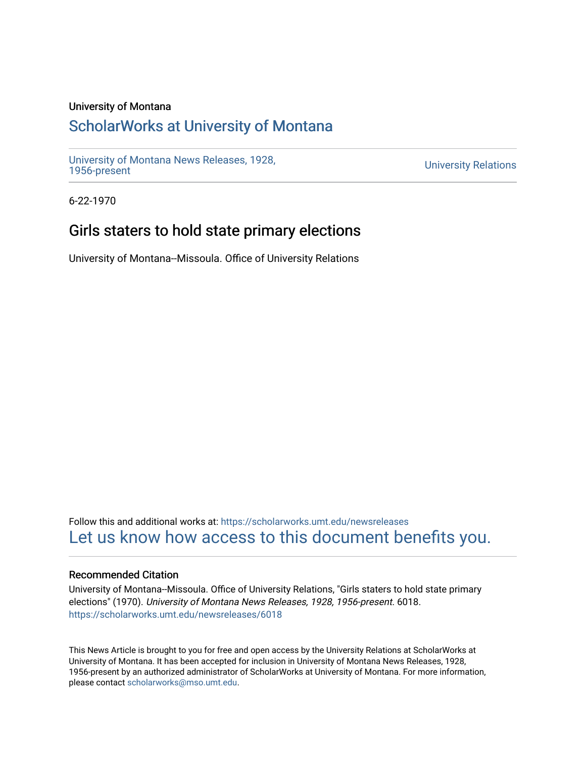University of Montana

# ScholarWorks at University of Montana

University of Montana News Releases, 1928, 1956-present

University Relations

6-22-1970

## Girls staters to hold state primary elections

University of Montana--Missoula. Office of University Relations

Follow this and additional works at: https://scholarworks.umt.edu/newsreleases

Let us know how access to this document benefits you.

### Recommended Citation

University of Montana--Missoula. Office of University Relations, "Girls staters to hold state primary elections" (1970). *University of Montana News Releases, 1928, 1956-present*. 6018. https://scholarworks.umt.edu/newsreleases/6018

This News Article is brought to you for free and open access by the University Relations at ScholarWorks at University of Montana. It has been accepted for inclusion in University of Montana News Releases, 1928, 1956-present by an authorized administrator of ScholarWorks at University of Montana. For more information, please contact scholarworks@mso.umt.edu.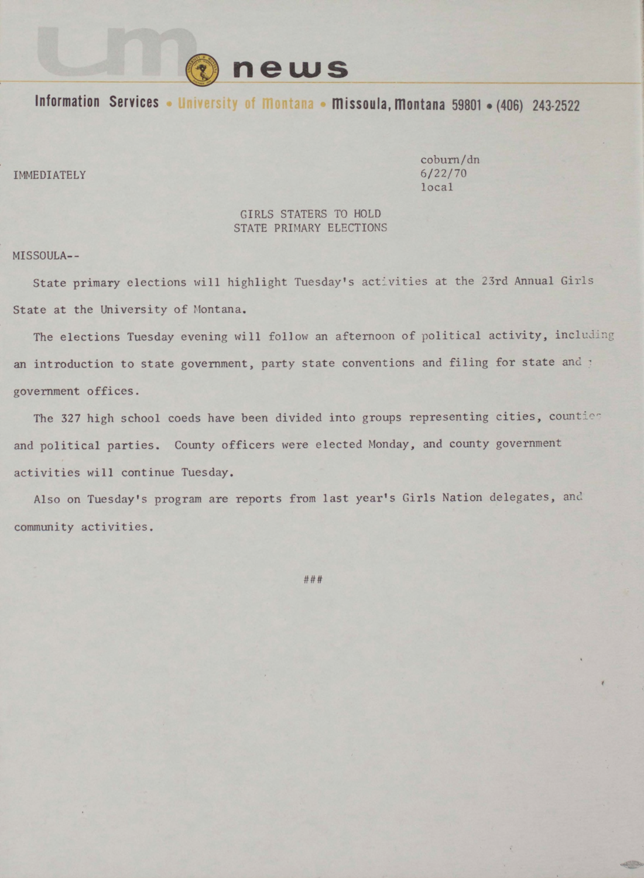**news**

**Information Services • University of Montana • Missoula, Montana 59801 • (406) 243-2522**

IMMEDIATELY

coburn/dn
6/22/70
local

GIRLS STATERS TO HOLD
STATE PRIMARY ELECTIONS

MISSOULA--

State primary elections will highlight Tuesday's activities at the 23rd Annual Girls State at the University of Montana.

The elections Tuesday evening will follow an afternoon of political activity, including an introduction to state government, party state conventions and filing for state and government offices.

The 327 high school coeds have been divided into groups representing cities, counties and political parties. County officers were elected Monday, and county government activities will continue Tuesday.

Also on Tuesday's program are reports from last year's Girls Nation delegates, and community activities.

###